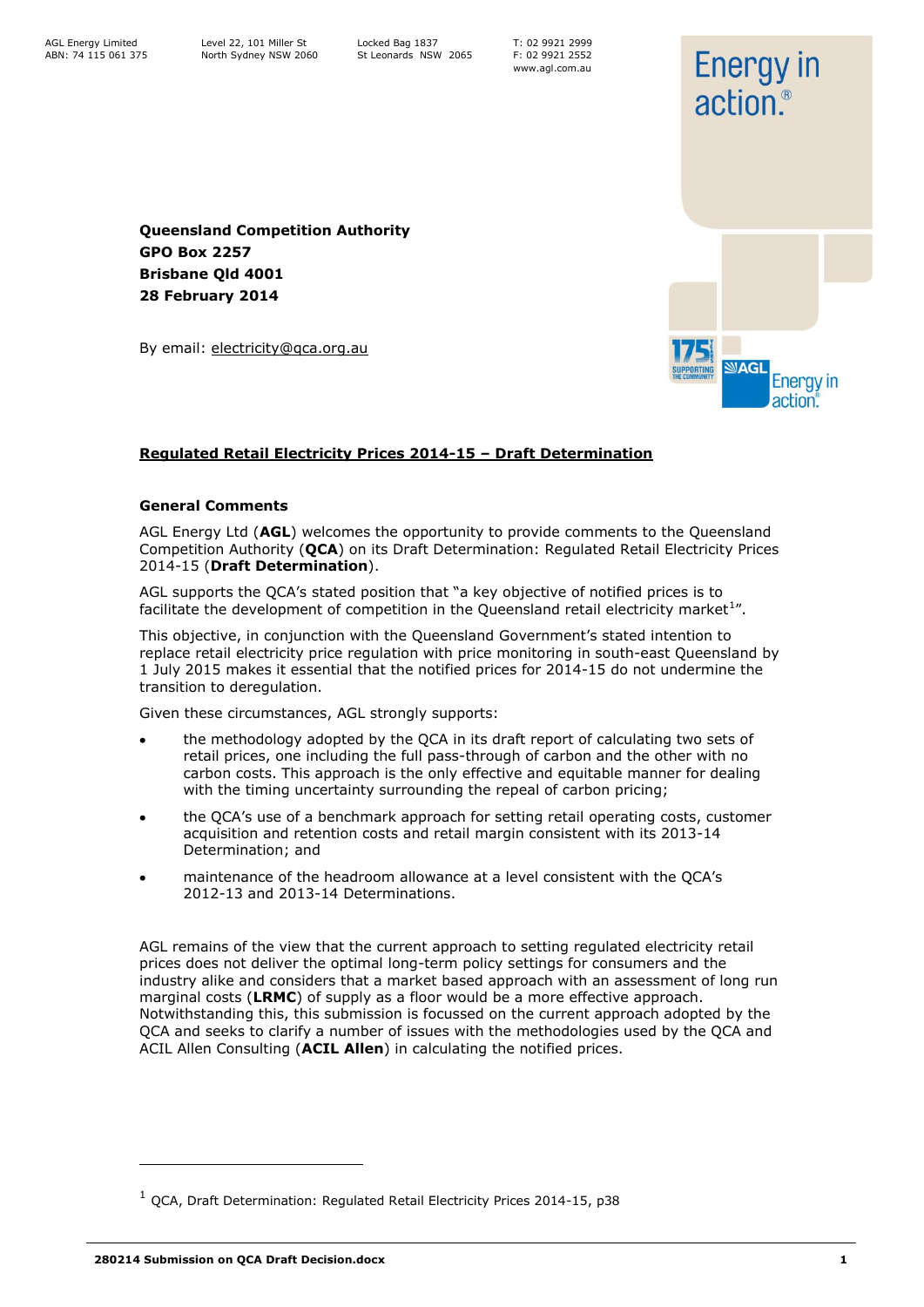AGL Energy Limited
ABN: 74 115 061 375

Level 22, 101 Miller St
North Sydney NSW 2060

Locked Bag 1837
St Leonards NSW 2065

T: 02 9921 2999
F: 02 9921 2552
www.agl.com.au

**Queensland Competition Authority**
**GPO Box 2257**
**Brisbane Qld 4001**
**28 February 2014**

By email: electricity@qca.org.au

## Regulated Retail Electricity Prices 2014-15 – Draft Determination

### General Comments

AGL Energy Ltd (**AGL**) welcomes the opportunity to provide comments to the Queensland Competition Authority (**QCA**) on its Draft Determination: Regulated Retail Electricity Prices 2014-15 (**Draft Determination**).

AGL supports the QCA's stated position that "a key objective of notified prices is to facilitate the development of competition in the Queensland retail electricity market[1]".

This objective, in conjunction with the Queensland Government's stated intention to replace retail electricity price regulation with price monitoring in south-east Queensland by 1 July 2015 makes it essential that the notified prices for 2014-15 do not undermine the transition to deregulation.

Given these circumstances, AGL strongly supports:

- the methodology adopted by the QCA in its draft report of calculating two sets of retail prices, one including the full pass-through of carbon and the other with no carbon costs. This approach is the only effective and equitable manner for dealing with the timing uncertainty surrounding the repeal of carbon pricing;
- the QCA's use of a benchmark approach for setting retail operating costs, customer acquisition and retention costs and retail margin consistent with its 2013-14 Determination; and
- maintenance of the headroom allowance at a level consistent with the QCA's 2012-13 and 2013-14 Determinations.

AGL remains of the view that the current approach to setting regulated electricity retail prices does not deliver the optimal long-term policy settings for consumers and the industry alike and considers that a market based approach with an assessment of long run marginal costs (**LRMC**) of supply as a floor would be a more effective approach. Notwithstanding this, this submission is focussed on the current approach adopted by the QCA and seeks to clarify a number of issues with the methodologies used by the QCA and ACIL Allen Consulting (**ACIL Allen**) in calculating the notified prices.

---

[1] QCA, Draft Determination: Regulated Retail Electricity Prices 2014-15, p38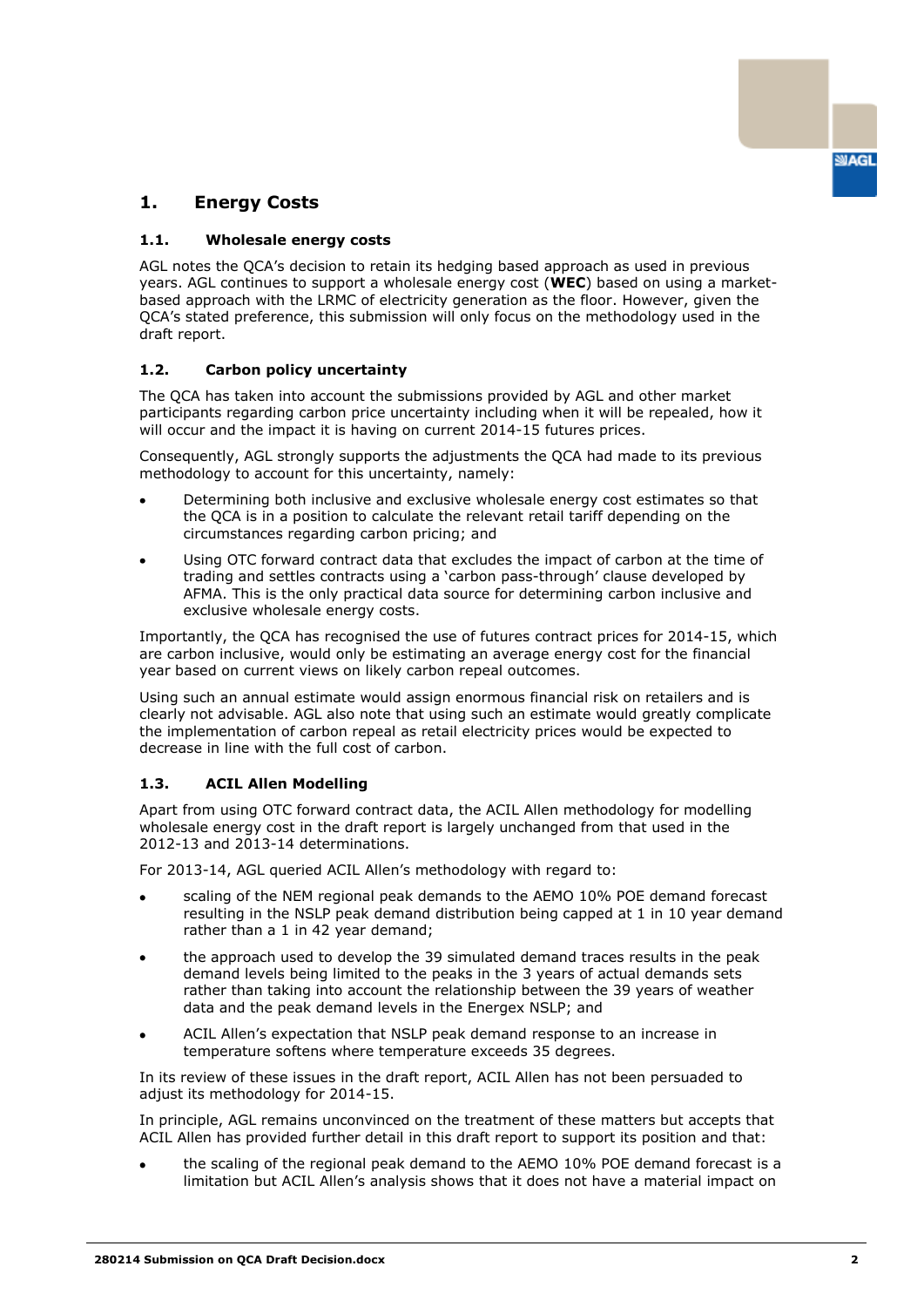# 1. Energy Costs

## 1.1. Wholesale energy costs

AGL notes the QCA's decision to retain its hedging based approach as used in previous years. AGL continues to support a wholesale energy cost (**WEC**) based on using a market-based approach with the LRMC of electricity generation as the floor. However, given the QCA's stated preference, this submission will only focus on the methodology used in the draft report.

## 1.2. Carbon policy uncertainty

The QCA has taken into account the submissions provided by AGL and other market participants regarding carbon price uncertainty including when it will be repealed, how it will occur and the impact it is having on current 2014-15 futures prices.

Consequently, AGL strongly supports the adjustments the QCA had made to its previous methodology to account for this uncertainty, namely:

- Determining both inclusive and exclusive wholesale energy cost estimates so that the QCA is in a position to calculate the relevant retail tariff depending on the circumstances regarding carbon pricing; and
- Using OTC forward contract data that excludes the impact of carbon at the time of trading and settles contracts using a 'carbon pass-through' clause developed by AFMA. This is the only practical data source for determining carbon inclusive and exclusive wholesale energy costs.

Importantly, the QCA has recognised the use of futures contract prices for 2014-15, which are carbon inclusive, would only be estimating an average energy cost for the financial year based on current views on likely carbon repeal outcomes.

Using such an annual estimate would assign enormous financial risk on retailers and is clearly not advisable. AGL also note that using such an estimate would greatly complicate the implementation of carbon repeal as retail electricity prices would be expected to decrease in line with the full cost of carbon.

## 1.3. ACIL Allen Modelling

Apart from using OTC forward contract data, the ACIL Allen methodology for modelling wholesale energy cost in the draft report is largely unchanged from that used in the 2012-13 and 2013-14 determinations.

For 2013-14, AGL queried ACIL Allen's methodology with regard to:

- scaling of the NEM regional peak demands to the AEMO 10% POE demand forecast resulting in the NSLP peak demand distribution being capped at 1 in 10 year demand rather than a 1 in 42 year demand;
- the approach used to develop the 39 simulated demand traces results in the peak demand levels being limited to the peaks in the 3 years of actual demands sets rather than taking into account the relationship between the 39 years of weather data and the peak demand levels in the Energex NSLP; and
- ACIL Allen's expectation that NSLP peak demand response to an increase in temperature softens where temperature exceeds 35 degrees.

In its review of these issues in the draft report, ACIL Allen has not been persuaded to adjust its methodology for 2014-15.

In principle, AGL remains unconvinced on the treatment of these matters but accepts that ACIL Allen has provided further detail in this draft report to support its position and that:

- the scaling of the regional peak demand to the AEMO 10% POE demand forecast is a limitation but ACIL Allen's analysis shows that it does not have a material impact on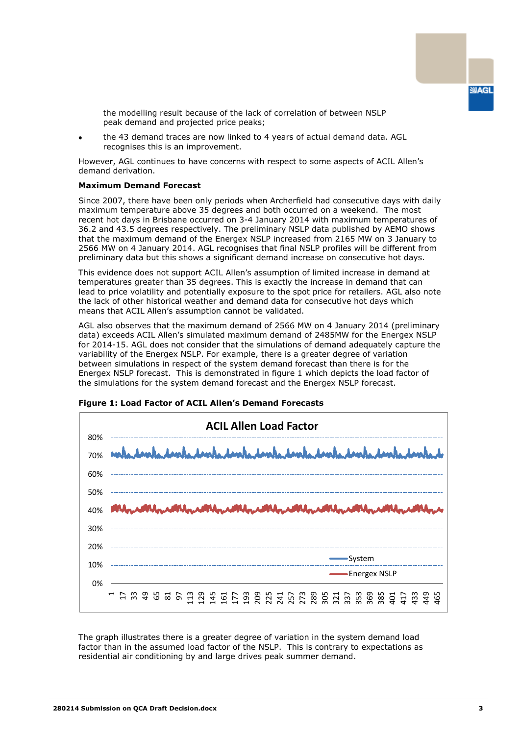the modelling result because of the lack of correlation of between NSLP peak demand and projected price peaks;

- the 43 demand traces are now linked to 4 years of actual demand data. AGL recognises this is an improvement.

However, AGL continues to have concerns with respect to some aspects of ACIL Allen's demand derivation.

**Maximum Demand Forecast**

Since 2007, there have been only periods when Archerfield had consecutive days with daily maximum temperature above 35 degrees and both occurred on a weekend. The most recent hot days in Brisbane occurred on 3-4 January 2014 with maximum temperatures of 36.2 and 43.5 degrees respectively. The preliminary NSLP data published by AEMO shows that the maximum demand of the Energex NSLP increased from 2165 MW on 3 January to 2566 MW on 4 January 2014. AGL recognises that final NSLP profiles will be different from preliminary data but this shows a significant demand increase on consecutive hot days.

This evidence does not support ACIL Allen's assumption of limited increase in demand at temperatures greater than 35 degrees. This is exactly the increase in demand that can lead to price volatility and potentially exposure to the spot price for retailers. AGL also note the lack of other historical weather and demand data for consecutive hot days which means that ACIL Allen's assumption cannot be validated.

AGL also observes that the maximum demand of 2566 MW on 4 January 2014 (preliminary data) exceeds ACIL Allen's simulated maximum demand of 2485MW for the Energex NSLP for 2014-15. AGL does not consider that the simulations of demand adequately capture the variability of the Energex NSLP. For example, there is a greater degree of variation between simulations in respect of the system demand forecast than there is for the Energex NSLP forecast. This is demonstrated in figure 1 which depicts the load factor of the simulations for the system demand forecast and the Energex NSLP forecast.

**Figure 1: Load Factor of ACIL Allen's Demand Forecasts**

The graph illustrates there is a greater degree of variation in the system demand load factor than in the assumed load factor of the NSLP. This is contrary to expectations as residential air conditioning by and large drives peak summer demand.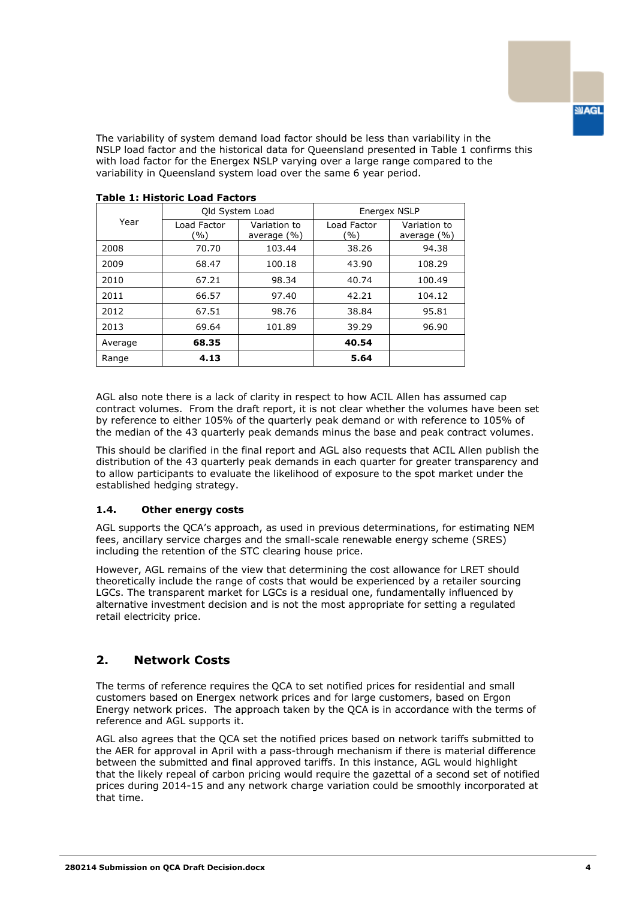The variability of system demand load factor should be less than variability in the NSLP load factor and the historical data for Queensland presented in Table 1 confirms this with load factor for the Energex NSLP varying over a large range compared to the variability in Queensland system load over the same 6 year period.

**Table 1: Historic Load Factors**

| Year | Qld System Load | | Energex NSLP | |
|---|---|---|---|---|
| | Load Factor (%) | Variation to average (%) | Load Factor (%) | Variation to average (%) |
| 2008 | 70.70 | 103.44 | 38.26 | 94.38 |
| 2009 | 68.47 | 100.18 | 43.90 | 108.29 |
| 2010 | 67.21 | 98.34 | 40.74 | 100.49 |
| 2011 | 66.57 | 97.40 | 42.21 | 104.12 |
| 2012 | 67.51 | 98.76 | 38.84 | 95.81 |
| 2013 | 69.64 | 101.89 | 39.29 | 96.90 |
| Average | **68.35** | | **40.54** | |
| Range | **4.13** | | **5.64** | |

AGL also note there is a lack of clarity in respect to how ACIL Allen has assumed cap contract volumes. From the draft report, it is not clear whether the volumes have been set by reference to either 105% of the quarterly peak demand or with reference to 105% of the median of the 43 quarterly peak demands minus the base and peak contract volumes.

This should be clarified in the final report and AGL also requests that ACIL Allen publish the distribution of the 43 quarterly peak demands in each quarter for greater transparency and to allow participants to evaluate the likelihood of exposure to the spot market under the established hedging strategy.

### 1.4. Other energy costs

AGL supports the QCA's approach, as used in previous determinations, for estimating NEM fees, ancillary service charges and the small-scale renewable energy scheme (SRES) including the retention of the STC clearing house price.

However, AGL remains of the view that determining the cost allowance for LRET should theoretically include the range of costs that would be experienced by a retailer sourcing LGCs. The transparent market for LGCs is a residual one, fundamentally influenced by alternative investment decision and is not the most appropriate for setting a regulated retail electricity price.

## 2. Network Costs

The terms of reference requires the QCA to set notified prices for residential and small customers based on Energex network prices and for large customers, based on Ergon Energy network prices. The approach taken by the QCA is in accordance with the terms of reference and AGL supports it.

AGL also agrees that the QCA set the notified prices based on network tariffs submitted to the AER for approval in April with a pass-through mechanism if there is material difference between the submitted and final approved tariffs. In this instance, AGL would highlight that the likely repeal of carbon pricing would require the gazettal of a second set of notified prices during 2014-15 and any network charge variation could be smoothly incorporated at that time.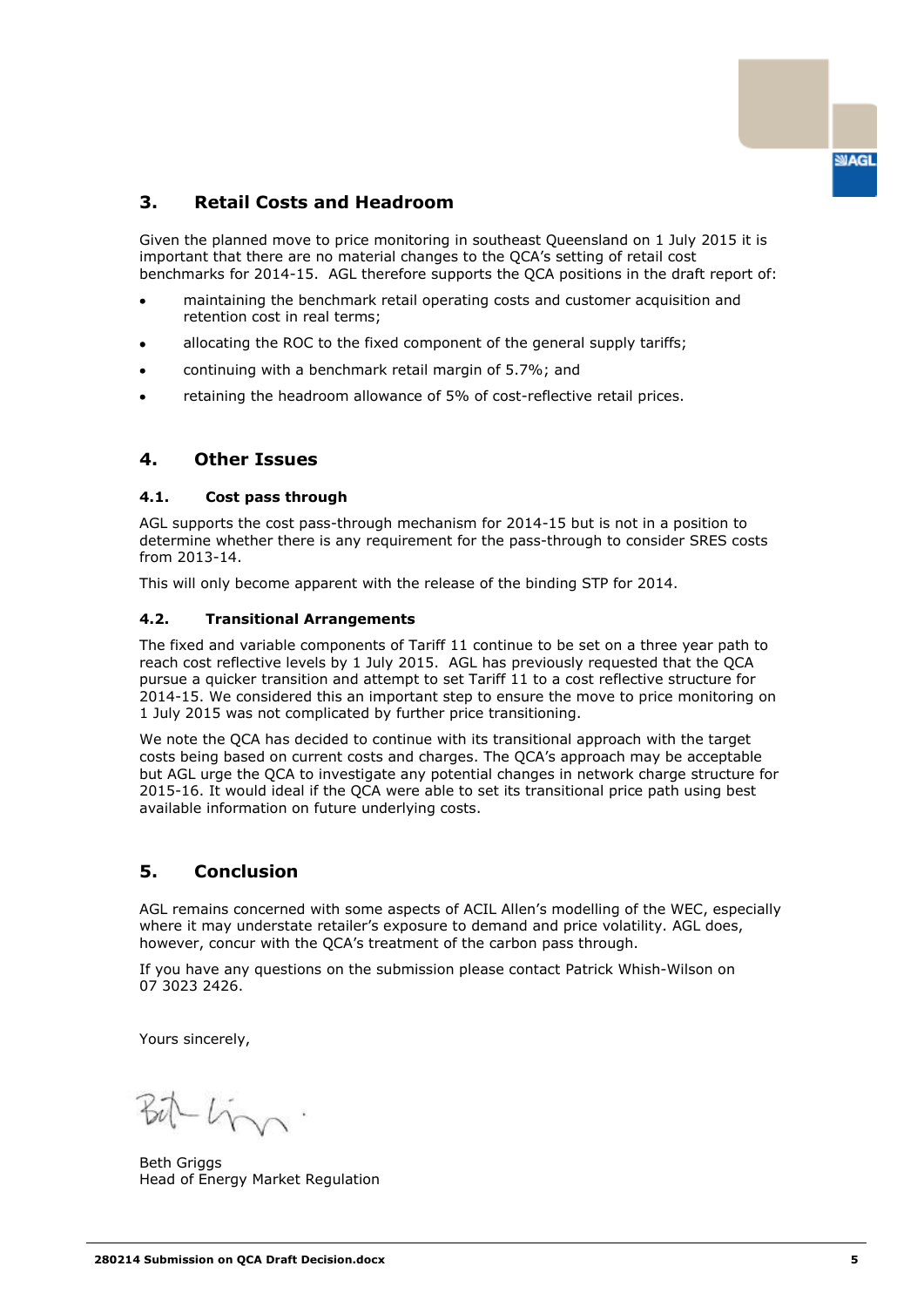## 3. Retail Costs and Headroom

Given the planned move to price monitoring in southeast Queensland on 1 July 2015 it is important that there are no material changes to the QCA's setting of retail cost benchmarks for 2014-15. AGL therefore supports the QCA positions in the draft report of:

- maintaining the benchmark retail operating costs and customer acquisition and retention cost in real terms;
- allocating the ROC to the fixed component of the general supply tariffs;
- continuing with a benchmark retail margin of 5.7%; and
- retaining the headroom allowance of 5% of cost-reflective retail prices.

## 4. Other Issues

### 4.1. Cost pass through

AGL supports the cost pass-through mechanism for 2014-15 but is not in a position to determine whether there is any requirement for the pass-through to consider SRES costs from 2013-14.

This will only become apparent with the release of the binding STP for 2014.

### 4.2. Transitional Arrangements

The fixed and variable components of Tariff 11 continue to be set on a three year path to reach cost reflective levels by 1 July 2015. AGL has previously requested that the QCA pursue a quicker transition and attempt to set Tariff 11 to a cost reflective structure for 2014-15. We considered this an important step to ensure the move to price monitoring on 1 July 2015 was not complicated by further price transitioning.

We note the QCA has decided to continue with its transitional approach with the target costs being based on current costs and charges. The QCA's approach may be acceptable but AGL urge the QCA to investigate any potential changes in network charge structure for 2015-16. It would ideal if the QCA were able to set its transitional price path using best available information on future underlying costs.

## 5. Conclusion

AGL remains concerned with some aspects of ACIL Allen's modelling of the WEC, especially where it may understate retailer's exposure to demand and price volatility. AGL does, however, concur with the QCA's treatment of the carbon pass through.

If you have any questions on the submission please contact Patrick Whish-Wilson on 07 3023 2426.

Yours sincerely,

Beth Griggs
Head of Energy Market Regulation